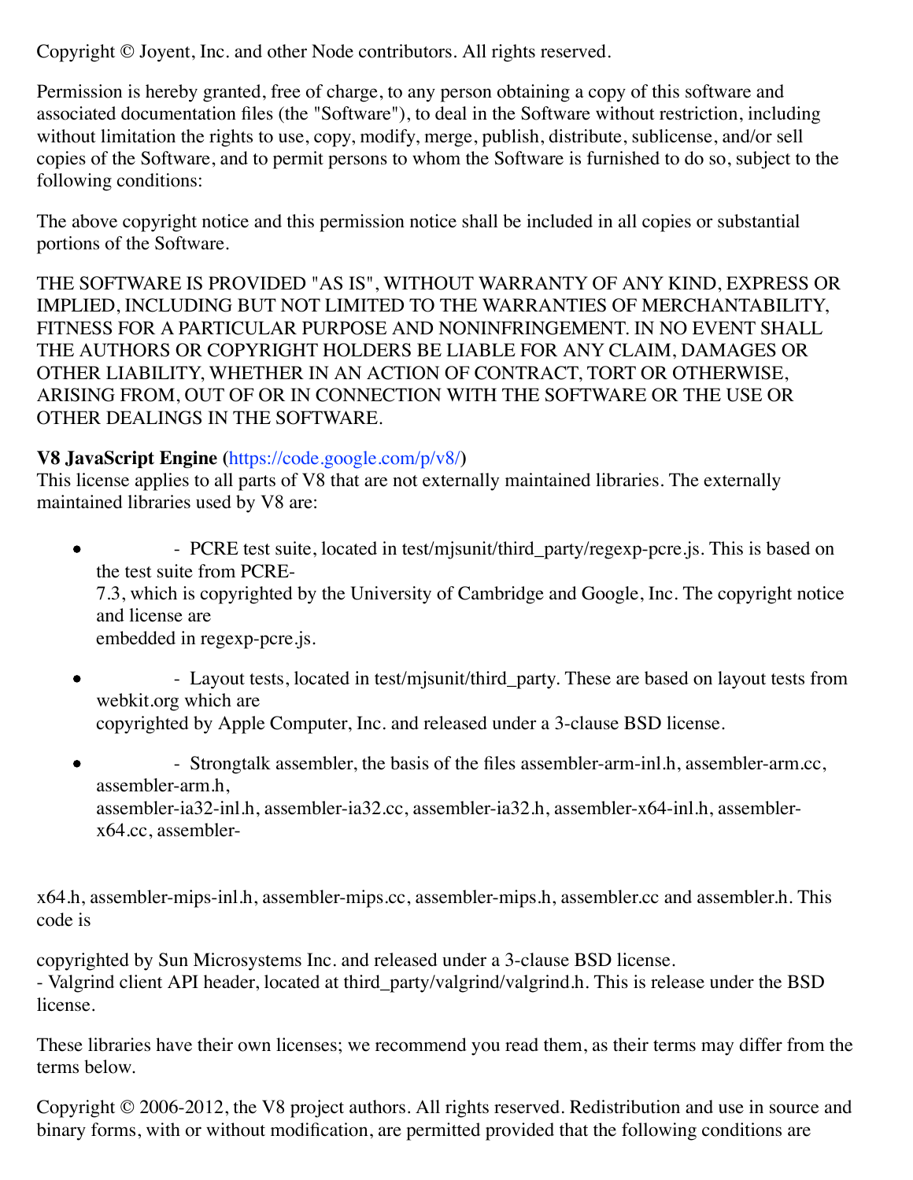Copyright © Joyent, Inc. and other Node contributors. All rights reserved.

Permission is hereby granted, free of charge, to any person obtaining a copy of this software and associated documentation files (the "Software"), to deal in the Software without restriction, including without limitation the rights to use, copy, modify, merge, publish, distribute, sublicense, and/or sell copies of the Software, and to permit persons to whom the Software is furnished to do so, subject to the following conditions:

The above copyright notice and this permission notice shall be included in all copies or substantial portions of the Software.

THE SOFTWARE IS PROVIDED "AS IS", WITHOUT WARRANTY OF ANY KIND, EXPRESS OR IMPLIED, INCLUDING BUT NOT LIMITED TO THE WARRANTIES OF MERCHANTABILITY, FITNESS FOR A PARTICULAR PURPOSE AND NONINFRINGEMENT. IN NO EVENT SHALL THE AUTHORS OR COPYRIGHT HOLDERS BE LIABLE FOR ANY CLAIM, DAMAGES OR OTHER LIABILITY, WHETHER IN AN ACTION OF CONTRACT, TORT OR OTHERWISE, ARISING FROM, OUT OF OR IN CONNECTION WITH THE SOFTWARE OR THE USE OR OTHER DEALINGS IN THE SOFTWARE.

**V8 JavaScript Engine** (https://code.google.com/p/v8/)
This license applies to all parts of V8 that are not externally maintained libraries. The externally maintained libraries used by V8 are:

- - PCRE test suite, located in test/mjsunit/third_party/regexp-pcre.js. This is based on the test suite from PCRE-
  7.3, which is copyrighted by the University of Cambridge and Google, Inc. The copyright notice and license are
  embedded in regexp-pcre.js.
- - Layout tests, located in test/mjsunit/third_party. These are based on layout tests from webkit.org which are
  copyrighted by Apple Computer, Inc. and released under a 3-clause BSD license.
- - Strongtalk assembler, the basis of the files assembler-arm-inl.h, assembler-arm.cc, assembler-arm.h,
  assembler-ia32-inl.h, assembler-ia32.cc, assembler-ia32.h, assembler-x64-inl.h, assembler-x64.cc, assembler-

x64.h, assembler-mips-inl.h, assembler-mips.cc, assembler-mips.h, assembler.cc and assembler.h. This code is

copyrighted by Sun Microsystems Inc. and released under a 3-clause BSD license.
- Valgrind client API header, located at third_party/valgrind/valgrind.h. This is release under the BSD license.

These libraries have their own licenses; we recommend you read them, as their terms may differ from the terms below.

Copyright © 2006-2012, the V8 project authors. All rights reserved. Redistribution and use in source and binary forms, with or without modification, are permitted provided that the following conditions are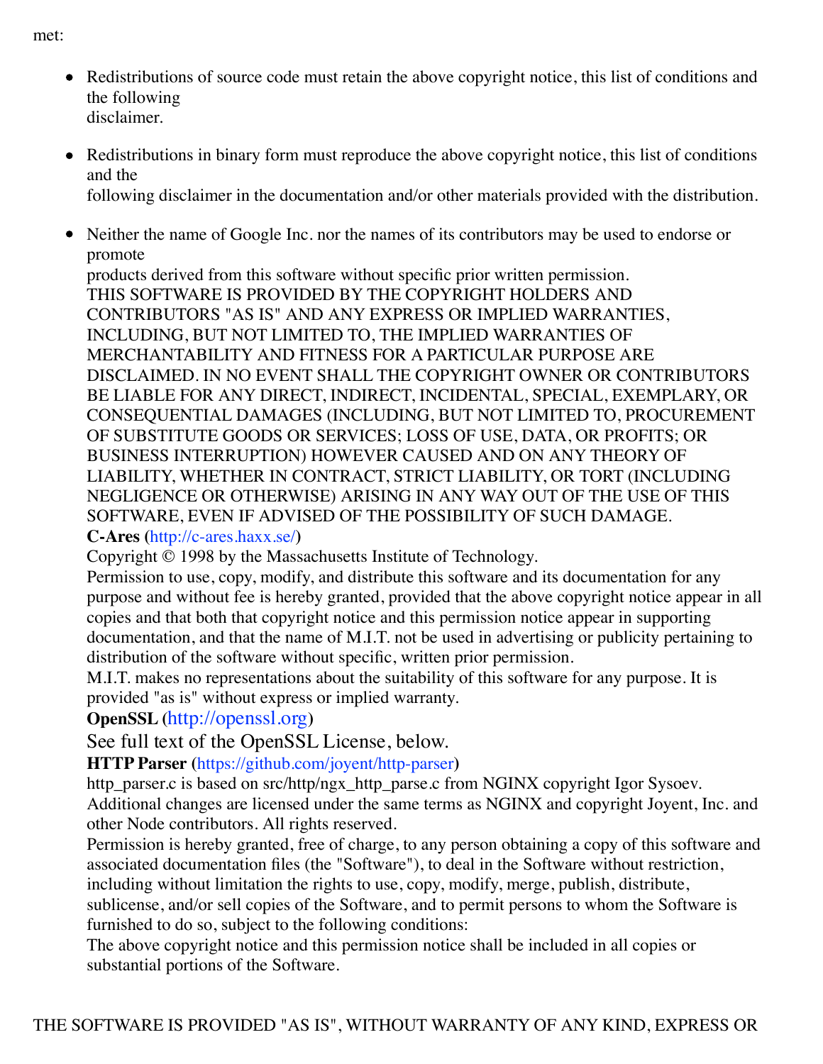met:

- Redistributions of source code must retain the above copyright notice, this list of conditions and the following
  disclaimer.

- Redistributions in binary form must reproduce the above copyright notice, this list of conditions and the
  following disclaimer in the documentation and/or other materials provided with the distribution.

- Neither the name of Google Inc. nor the names of its contributors may be used to endorse or promote
  products derived from this software without specific prior written permission.
  THIS SOFTWARE IS PROVIDED BY THE COPYRIGHT HOLDERS AND CONTRIBUTORS "AS IS" AND ANY EXPRESS OR IMPLIED WARRANTIES, INCLUDING, BUT NOT LIMITED TO, THE IMPLIED WARRANTIES OF MERCHANTABILITY AND FITNESS FOR A PARTICULAR PURPOSE ARE DISCLAIMED. IN NO EVENT SHALL THE COPYRIGHT OWNER OR CONTRIBUTORS BE LIABLE FOR ANY DIRECT, INDIRECT, INCIDENTAL, SPECIAL, EXEMPLARY, OR CONSEQUENTIAL DAMAGES (INCLUDING, BUT NOT LIMITED TO, PROCUREMENT OF SUBSTITUTE GOODS OR SERVICES; LOSS OF USE, DATA, OR PROFITS; OR BUSINESS INTERRUPTION) HOWEVER CAUSED AND ON ANY THEORY OF LIABILITY, WHETHER IN CONTRACT, STRICT LIABILITY, OR TORT (INCLUDING NEGLIGENCE OR OTHERWISE) ARISING IN ANY WAY OUT OF THE USE OF THIS SOFTWARE, EVEN IF ADVISED OF THE POSSIBILITY OF SUCH DAMAGE.
  **C-Ares (**http://c-ares.haxx.se/**)**
  Copyright © 1998 by the Massachusetts Institute of Technology.
  Permission to use, copy, modify, and distribute this software and its documentation for any purpose and without fee is hereby granted, provided that the above copyright notice appear in all copies and that both that copyright notice and this permission notice appear in supporting documentation, and that the name of M.I.T. not be used in advertising or publicity pertaining to distribution of the software without specific, written prior permission.
  M.I.T. makes no representations about the suitability of this software for any purpose. It is provided "as is" without express or implied warranty.
  **OpenSSL (**http://openssl.org**)**
  See full text of the OpenSSL License, below.
  **HTTP Parser (**https://github.com/joyent/http-parser**)**
  http_parser.c is based on src/http/ngx_http_parse.c from NGINX copyright Igor Sysoev.
  Additional changes are licensed under the same terms as NGINX and copyright Joyent, Inc. and other Node contributors. All rights reserved.
  Permission is hereby granted, free of charge, to any person obtaining a copy of this software and associated documentation files (the "Software"), to deal in the Software without restriction, including without limitation the rights to use, copy, modify, merge, publish, distribute, sublicense, and/or sell copies of the Software, and to permit persons to whom the Software is furnished to do so, subject to the following conditions:
  The above copyright notice and this permission notice shall be included in all copies or substantial portions of the Software.

THE SOFTWARE IS PROVIDED "AS IS", WITHOUT WARRANTY OF ANY KIND, EXPRESS OR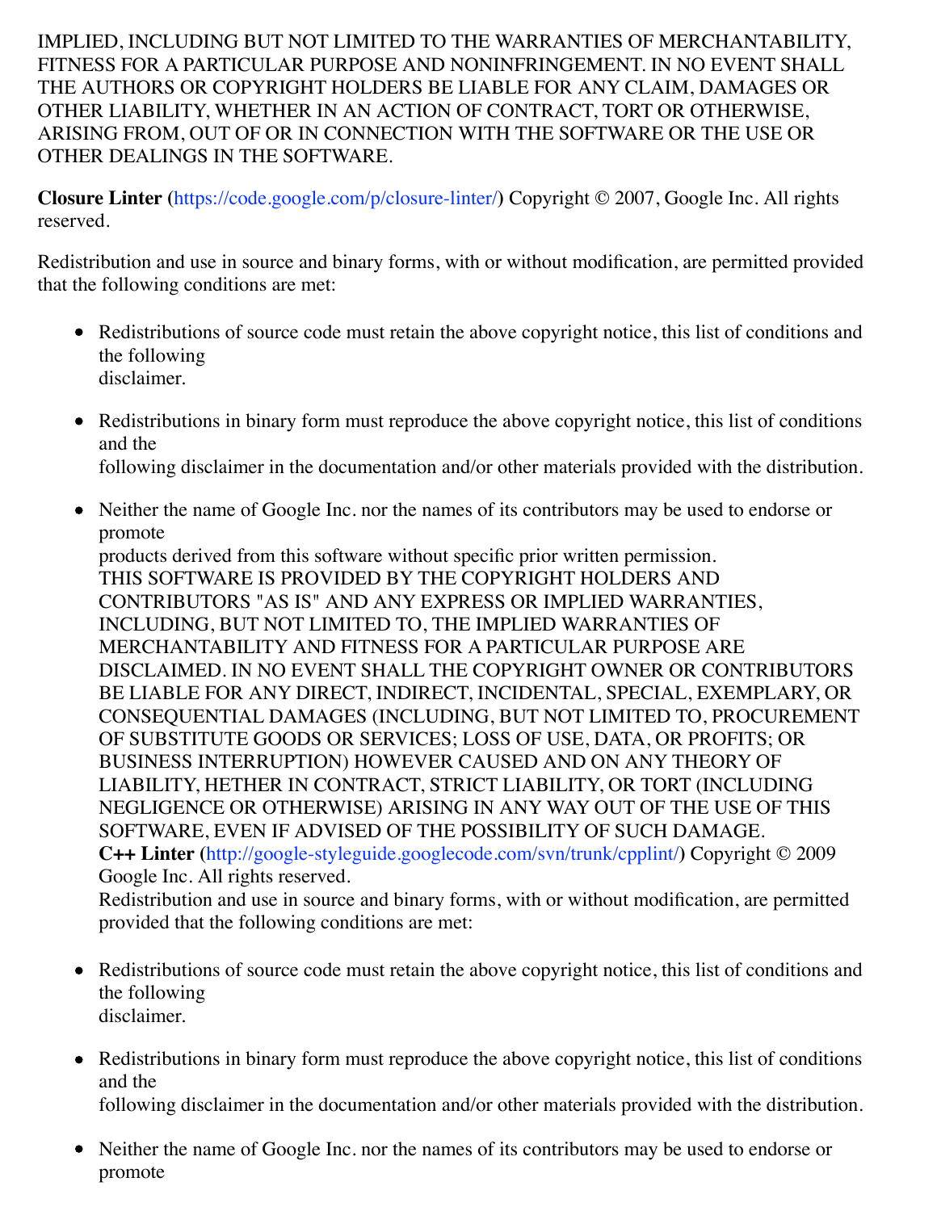IMPLIED, INCLUDING BUT NOT LIMITED TO THE WARRANTIES OF MERCHANTABILITY, FITNESS FOR A PARTICULAR PURPOSE AND NONINFRINGEMENT. IN NO EVENT SHALL THE AUTHORS OR COPYRIGHT HOLDERS BE LIABLE FOR ANY CLAIM, DAMAGES OR OTHER LIABILITY, WHETHER IN AN ACTION OF CONTRACT, TORT OR OTHERWISE, ARISING FROM, OUT OF OR IN CONNECTION WITH THE SOFTWARE OR THE USE OR OTHER DEALINGS IN THE SOFTWARE.

**Closure Linter** (https://code.google.com/p/closure-linter/) Copyright © 2007, Google Inc. All rights reserved.

Redistribution and use in source and binary forms, with or without modification, are permitted provided that the following conditions are met:

- Redistributions of source code must retain the above copyright notice, this list of conditions and the following disclaimer.
- Redistributions in binary form must reproduce the above copyright notice, this list of conditions and the following disclaimer in the documentation and/or other materials provided with the distribution.
- Neither the name of Google Inc. nor the names of its contributors may be used to endorse or promote products derived from this software without specific prior written permission.
  THIS SOFTWARE IS PROVIDED BY THE COPYRIGHT HOLDERS AND CONTRIBUTORS "AS IS" AND ANY EXPRESS OR IMPLIED WARRANTIES, INCLUDING, BUT NOT LIMITED TO, THE IMPLIED WARRANTIES OF MERCHANTABILITY AND FITNESS FOR A PARTICULAR PURPOSE ARE DISCLAIMED. IN NO EVENT SHALL THE COPYRIGHT OWNER OR CONTRIBUTORS BE LIABLE FOR ANY DIRECT, INDIRECT, INCIDENTAL, SPECIAL, EXEMPLARY, OR CONSEQUENTIAL DAMAGES (INCLUDING, BUT NOT LIMITED TO, PROCUREMENT OF SUBSTITUTE GOODS OR SERVICES; LOSS OF USE, DATA, OR PROFITS; OR BUSINESS INTERRUPTION) HOWEVER CAUSED AND ON ANY THEORY OF LIABILITY, HETHER IN CONTRACT, STRICT LIABILITY, OR TORT (INCLUDING NEGLIGENCE OR OTHERWISE) ARISING IN ANY WAY OUT OF THE USE OF THIS SOFTWARE, EVEN IF ADVISED OF THE POSSIBILITY OF SUCH DAMAGE.
  **C++ Linter** (http://google-styleguide.googlecode.com/svn/trunk/cpplint/) Copyright © 2009 Google Inc. All rights reserved.
  Redistribution and use in source and binary forms, with or without modification, are permitted provided that the following conditions are met:

- Redistributions of source code must retain the above copyright notice, this list of conditions and the following disclaimer.
- Redistributions in binary form must reproduce the above copyright notice, this list of conditions and the following disclaimer in the documentation and/or other materials provided with the distribution.
- Neither the name of Google Inc. nor the names of its contributors may be used to endorse or promote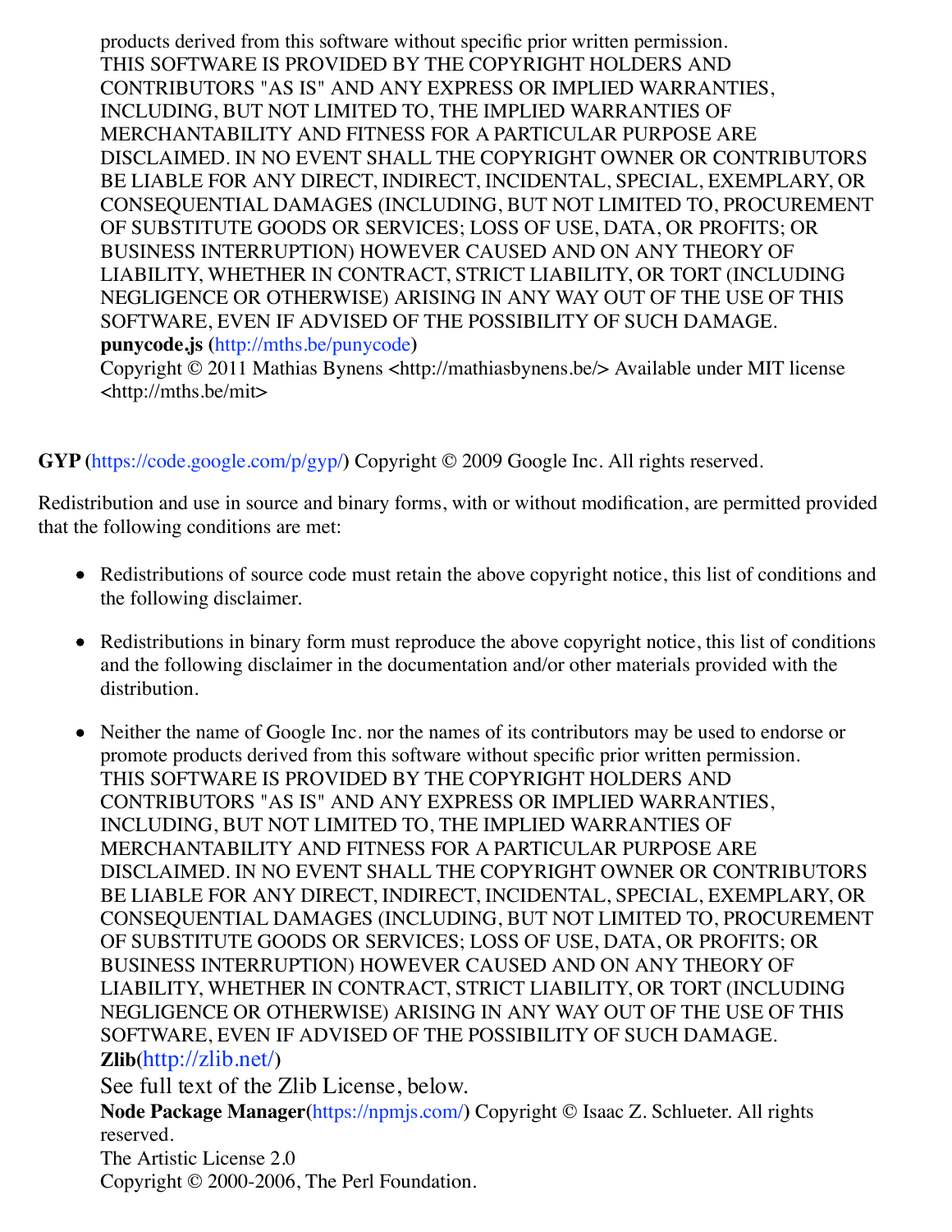products derived from this software without specific prior written permission.
THIS SOFTWARE IS PROVIDED BY THE COPYRIGHT HOLDERS AND CONTRIBUTORS "AS IS" AND ANY EXPRESS OR IMPLIED WARRANTIES, INCLUDING, BUT NOT LIMITED TO, THE IMPLIED WARRANTIES OF MERCHANTABILITY AND FITNESS FOR A PARTICULAR PURPOSE ARE DISCLAIMED. IN NO EVENT SHALL THE COPYRIGHT OWNER OR CONTRIBUTORS BE LIABLE FOR ANY DIRECT, INDIRECT, INCIDENTAL, SPECIAL, EXEMPLARY, OR CONSEQUENTIAL DAMAGES (INCLUDING, BUT NOT LIMITED TO, PROCUREMENT OF SUBSTITUTE GOODS OR SERVICES; LOSS OF USE, DATA, OR PROFITS; OR BUSINESS INTERRUPTION) HOWEVER CAUSED AND ON ANY THEORY OF LIABILITY, WHETHER IN CONTRACT, STRICT LIABILITY, OR TORT (INCLUDING NEGLIGENCE OR OTHERWISE) ARISING IN ANY WAY OUT OF THE USE OF THIS SOFTWARE, EVEN IF ADVISED OF THE POSSIBILITY OF SUCH DAMAGE.
**punycode.js (**http://mths.be/punycode**)**
Copyright © 2011 Mathias Bynens <http://mathiasbynens.be/> Available under MIT license <http://mths.be/mit>

**GYP (**https://code.google.com/p/gyp/**)** Copyright © 2009 Google Inc. All rights reserved.

Redistribution and use in source and binary forms, with or without modification, are permitted provided that the following conditions are met:

- Redistributions of source code must retain the above copyright notice, this list of conditions and the following disclaimer.
- Redistributions in binary form must reproduce the above copyright notice, this list of conditions and the following disclaimer in the documentation and/or other materials provided with the distribution.
- Neither the name of Google Inc. nor the names of its contributors may be used to endorse or promote products derived from this software without specific prior written permission.
THIS SOFTWARE IS PROVIDED BY THE COPYRIGHT HOLDERS AND CONTRIBUTORS "AS IS" AND ANY EXPRESS OR IMPLIED WARRANTIES, INCLUDING, BUT NOT LIMITED TO, THE IMPLIED WARRANTIES OF MERCHANTABILITY AND FITNESS FOR A PARTICULAR PURPOSE ARE DISCLAIMED. IN NO EVENT SHALL THE COPYRIGHT OWNER OR CONTRIBUTORS BE LIABLE FOR ANY DIRECT, INDIRECT, INCIDENTAL, SPECIAL, EXEMPLARY, OR CONSEQUENTIAL DAMAGES (INCLUDING, BUT NOT LIMITED TO, PROCUREMENT OF SUBSTITUTE GOODS OR SERVICES; LOSS OF USE, DATA, OR PROFITS; OR BUSINESS INTERRUPTION) HOWEVER CAUSED AND ON ANY THEORY OF LIABILITY, WHETHER IN CONTRACT, STRICT LIABILITY, OR TORT (INCLUDING NEGLIGENCE OR OTHERWISE) ARISING IN ANY WAY OUT OF THE USE OF THIS SOFTWARE, EVEN IF ADVISED OF THE POSSIBILITY OF SUCH DAMAGE.
**Zlib(**http://zlib.net/**)**
See full text of the Zlib License, below.
**Node Package Manager(**https://npmjs.com/**)** Copyright © Isaac Z. Schlueter. All rights reserved.
The Artistic License 2.0
Copyright © 2000-2006, The Perl Foundation.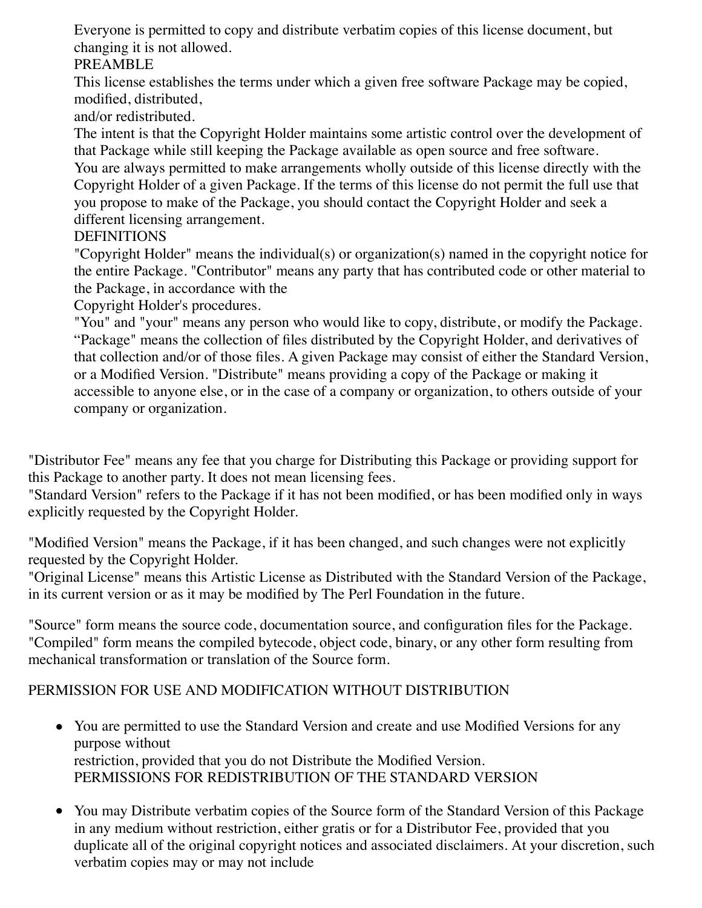Everyone is permitted to copy and distribute verbatim copies of this license document, but changing it is not allowed.

PREAMBLE

This license establishes the terms under which a given free software Package may be copied, modified, distributed, and/or redistributed.

The intent is that the Copyright Holder maintains some artistic control over the development of that Package while still keeping the Package available as open source and free software.

You are always permitted to make arrangements wholly outside of this license directly with the Copyright Holder of a given Package. If the terms of this license do not permit the full use that you propose to make of the Package, you should contact the Copyright Holder and seek a different licensing arrangement.

DEFINITIONS

"Copyright Holder" means the individual(s) or organization(s) named in the copyright notice for the entire Package. "Contributor" means any party that has contributed code or other material to the Package, in accordance with the Copyright Holder's procedures.

"You" and "your" means any person who would like to copy, distribute, or modify the Package. "Package" means the collection of files distributed by the Copyright Holder, and derivatives of that collection and/or of those files. A given Package may consist of either the Standard Version, or a Modified Version. "Distribute" means providing a copy of the Package or making it accessible to anyone else, or in the case of a company or organization, to others outside of your company or organization.

"Distributor Fee" means any fee that you charge for Distributing this Package or providing support for this Package to another party. It does not mean licensing fees.

"Standard Version" refers to the Package if it has not been modified, or has been modified only in ways explicitly requested by the Copyright Holder.

"Modified Version" means the Package, if it has been changed, and such changes were not explicitly requested by the Copyright Holder.

"Original License" means this Artistic License as Distributed with the Standard Version of the Package, in its current version or as it may be modified by The Perl Foundation in the future.

"Source" form means the source code, documentation source, and configuration files for the Package. "Compiled" form means the compiled bytecode, object code, binary, or any other form resulting from mechanical transformation or translation of the Source form.

PERMISSION FOR USE AND MODIFICATION WITHOUT DISTRIBUTION

- You are permitted to use the Standard Version and create and use Modified Versions for any purpose without restriction, provided that you do not Distribute the Modified Version.

PERMISSIONS FOR REDISTRIBUTION OF THE STANDARD VERSION

- You may Distribute verbatim copies of the Source form of the Standard Version of this Package in any medium without restriction, either gratis or for a Distributor Fee, provided that you duplicate all of the original copyright notices and associated disclaimers. At your discretion, such verbatim copies may or may not include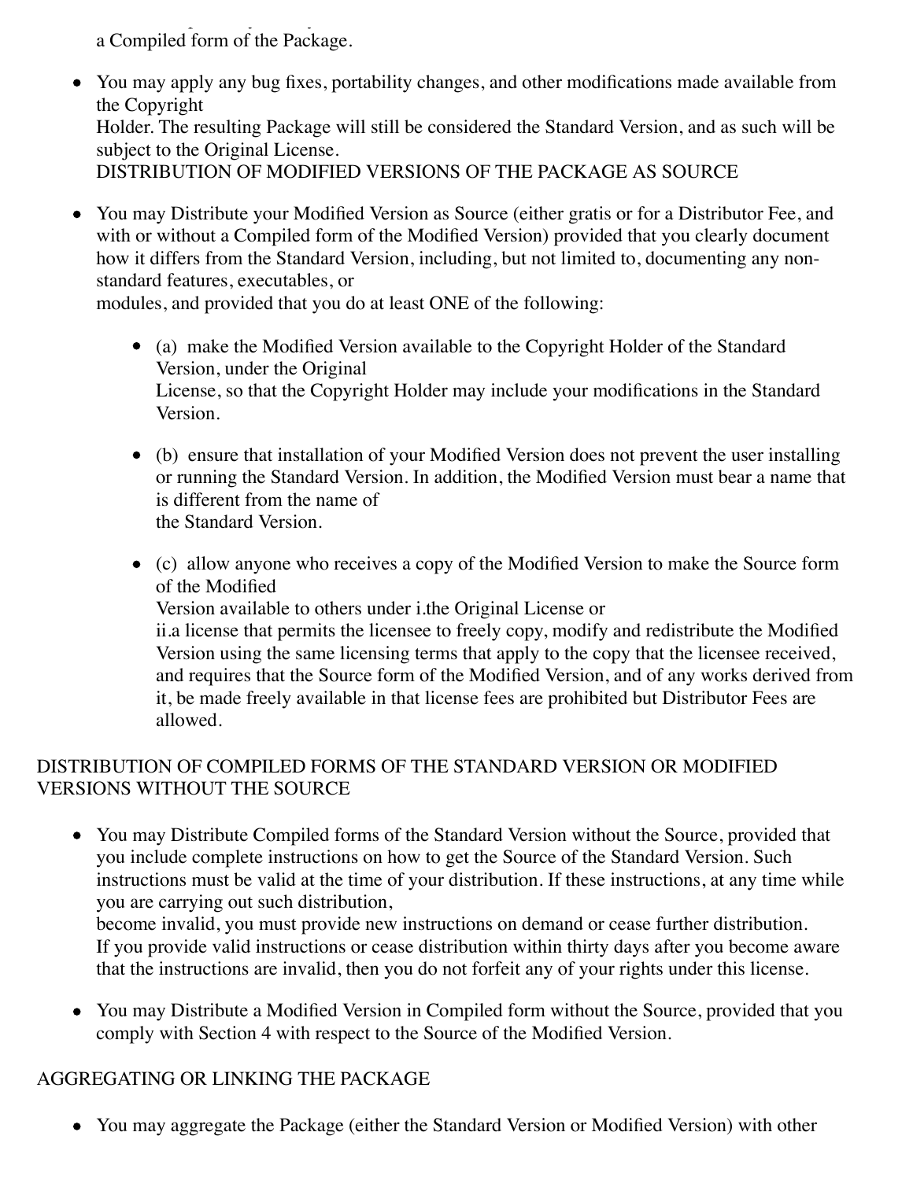a Compiled form of the Package.

- You may apply any bug fixes, portability changes, and other modifications made available from the Copyright Holder. The resulting Package will still be considered the Standard Version, and as such will be subject to the Original License.
DISTRIBUTION OF MODIFIED VERSIONS OF THE PACKAGE AS SOURCE

- You may Distribute your Modified Version as Source (either gratis or for a Distributor Fee, and with or without a Compiled form of the Modified Version) provided that you clearly document how it differs from the Standard Version, including, but not limited to, documenting any non-standard features, executables, or modules, and provided that you do at least ONE of the following:

  - (a) make the Modified Version available to the Copyright Holder of the Standard Version, under the Original License, so that the Copyright Holder may include your modifications in the Standard Version.

  - (b) ensure that installation of your Modified Version does not prevent the user installing or running the Standard Version. In addition, the Modified Version must bear a name that is different from the name of the Standard Version.

  - (c) allow anyone who receives a copy of the Modified Version to make the Source form of the Modified Version available to others under i.the Original License or
ii.a license that permits the licensee to freely copy, modify and redistribute the Modified Version using the same licensing terms that apply to the copy that the licensee received, and requires that the Source form of the Modified Version, and of any works derived from it, be made freely available in that license fees are prohibited but Distributor Fees are allowed.

DISTRIBUTION OF COMPILED FORMS OF THE STANDARD VERSION OR MODIFIED VERSIONS WITHOUT THE SOURCE

- You may Distribute Compiled forms of the Standard Version without the Source, provided that you include complete instructions on how to get the Source of the Standard Version. Such instructions must be valid at the time of your distribution. If these instructions, at any time while you are carrying out such distribution, become invalid, you must provide new instructions on demand or cease further distribution. If you provide valid instructions or cease distribution within thirty days after you become aware that the instructions are invalid, then you do not forfeit any of your rights under this license.

- You may Distribute a Modified Version in Compiled form without the Source, provided that you comply with Section 4 with respect to the Source of the Modified Version.

AGGREGATING OR LINKING THE PACKAGE

- You may aggregate the Package (either the Standard Version or Modified Version) with other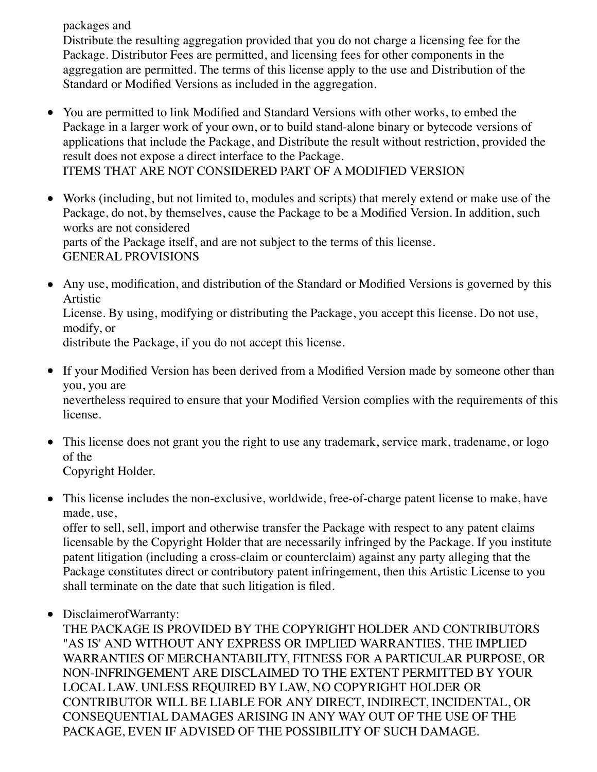packages and
Distribute the resulting aggregation provided that you do not charge a licensing fee for the Package. Distributor Fees are permitted, and licensing fees for other components in the aggregation are permitted. The terms of this license apply to the use and Distribution of the Standard or Modified Versions as included in the aggregation.

- You are permitted to link Modified and Standard Versions with other works, to embed the Package in a larger work of your own, or to build stand-alone binary or bytecode versions of applications that include the Package, and Distribute the result without restriction, provided the result does not expose a direct interface to the Package.
  ITEMS THAT ARE NOT CONSIDERED PART OF A MODIFIED VERSION

- Works (including, but not limited to, modules and scripts) that merely extend or make use of the Package, do not, by themselves, cause the Package to be a Modified Version. In addition, such works are not considered
  parts of the Package itself, and are not subject to the terms of this license.
  GENERAL PROVISIONS

- Any use, modification, and distribution of the Standard or Modified Versions is governed by this Artistic
  License. By using, modifying or distributing the Package, you accept this license. Do not use, modify, or
  distribute the Package, if you do not accept this license.

- If your Modified Version has been derived from a Modified Version made by someone other than you, you are
  nevertheless required to ensure that your Modified Version complies with the requirements of this license.

- This license does not grant you the right to use any trademark, service mark, tradename, or logo of the
  Copyright Holder.

- This license includes the non-exclusive, worldwide, free-of-charge patent license to make, have made, use,
  offer to sell, sell, import and otherwise transfer the Package with respect to any patent claims licensable by the Copyright Holder that are necessarily infringed by the Package. If you institute patent litigation (including a cross-claim or counterclaim) against any party alleging that the Package constitutes direct or contributory patent infringement, then this Artistic License to you shall terminate on the date that such litigation is filed.

- DisclaimerofWarranty:
  THE PACKAGE IS PROVIDED BY THE COPYRIGHT HOLDER AND CONTRIBUTORS "AS IS' AND WITHOUT ANY EXPRESS OR IMPLIED WARRANTIES. THE IMPLIED WARRANTIES OF MERCHANTABILITY, FITNESS FOR A PARTICULAR PURPOSE, OR NON-INFRINGEMENT ARE DISCLAIMED TO THE EXTENT PERMITTED BY YOUR LOCAL LAW. UNLESS REQUIRED BY LAW, NO COPYRIGHT HOLDER OR CONTRIBUTOR WILL BE LIABLE FOR ANY DIRECT, INDIRECT, INCIDENTAL, OR CONSEQUENTIAL DAMAGES ARISING IN ANY WAY OUT OF THE USE OF THE PACKAGE, EVEN IF ADVISED OF THE POSSIBILITY OF SUCH DAMAGE.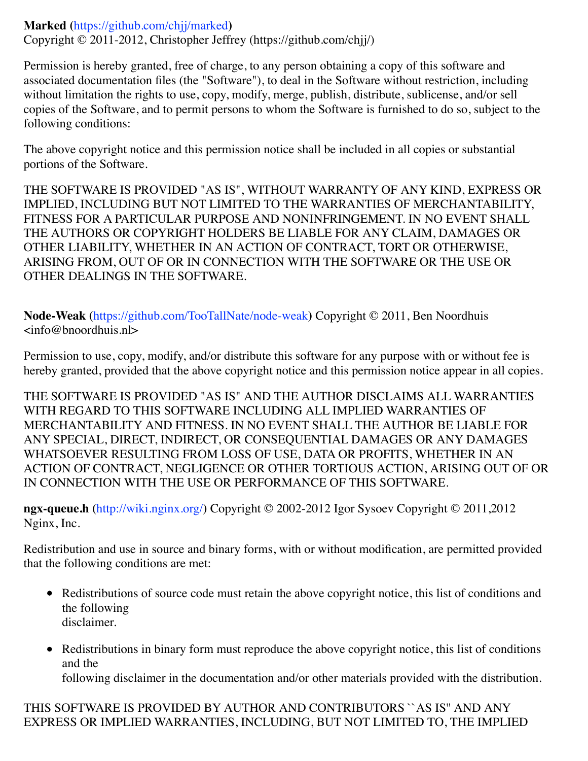**Marked** ([https://github.com/chjj/marked](https://github.com/chjj/marked))
Copyright © 2011-2012, Christopher Jeffrey (https://github.com/chjj/)

Permission is hereby granted, free of charge, to any person obtaining a copy of this software and associated documentation files (the "Software"), to deal in the Software without restriction, including without limitation the rights to use, copy, modify, merge, publish, distribute, sublicense, and/or sell copies of the Software, and to permit persons to whom the Software is furnished to do so, subject to the following conditions:

The above copyright notice and this permission notice shall be included in all copies or substantial portions of the Software.

THE SOFTWARE IS PROVIDED "AS IS", WITHOUT WARRANTY OF ANY KIND, EXPRESS OR IMPLIED, INCLUDING BUT NOT LIMITED TO THE WARRANTIES OF MERCHANTABILITY, FITNESS FOR A PARTICULAR PURPOSE AND NONINFRINGEMENT. IN NO EVENT SHALL THE AUTHORS OR COPYRIGHT HOLDERS BE LIABLE FOR ANY CLAIM, DAMAGES OR OTHER LIABILITY, WHETHER IN AN ACTION OF CONTRACT, TORT OR OTHERWISE, ARISING FROM, OUT OF OR IN CONNECTION WITH THE SOFTWARE OR THE USE OR OTHER DEALINGS IN THE SOFTWARE.

**Node-Weak** ([https://github.com/TooTallNate/node-weak](https://github.com/TooTallNate/node-weak)) Copyright © 2011, Ben Noordhuis <info@bnoordhuis.nl>

Permission to use, copy, modify, and/or distribute this software for any purpose with or without fee is hereby granted, provided that the above copyright notice and this permission notice appear in all copies.

THE SOFTWARE IS PROVIDED "AS IS" AND THE AUTHOR DISCLAIMS ALL WARRANTIES WITH REGARD TO THIS SOFTWARE INCLUDING ALL IMPLIED WARRANTIES OF MERCHANTABILITY AND FITNESS. IN NO EVENT SHALL THE AUTHOR BE LIABLE FOR ANY SPECIAL, DIRECT, INDIRECT, OR CONSEQUENTIAL DAMAGES OR ANY DAMAGES WHATSOEVER RESULTING FROM LOSS OF USE, DATA OR PROFITS, WHETHER IN AN ACTION OF CONTRACT, NEGLIGENCE OR OTHER TORTIOUS ACTION, ARISING OUT OF OR IN CONNECTION WITH THE USE OR PERFORMANCE OF THIS SOFTWARE.

**ngx-queue.h** ([http://wiki.nginx.org/](http://wiki.nginx.org/)) Copyright © 2002-2012 Igor Sysoev Copyright © 2011,2012 Nginx, Inc.

Redistribution and use in source and binary forms, with or without modification, are permitted provided that the following conditions are met:

- Redistributions of source code must retain the above copyright notice, this list of conditions and the following
  disclaimer.
- Redistributions in binary form must reproduce the above copyright notice, this list of conditions and the
  following disclaimer in the documentation and/or other materials provided with the distribution.

THIS SOFTWARE IS PROVIDED BY AUTHOR AND CONTRIBUTORS ``AS IS'' AND ANY EXPRESS OR IMPLIED WARRANTIES, INCLUDING, BUT NOT LIMITED TO, THE IMPLIED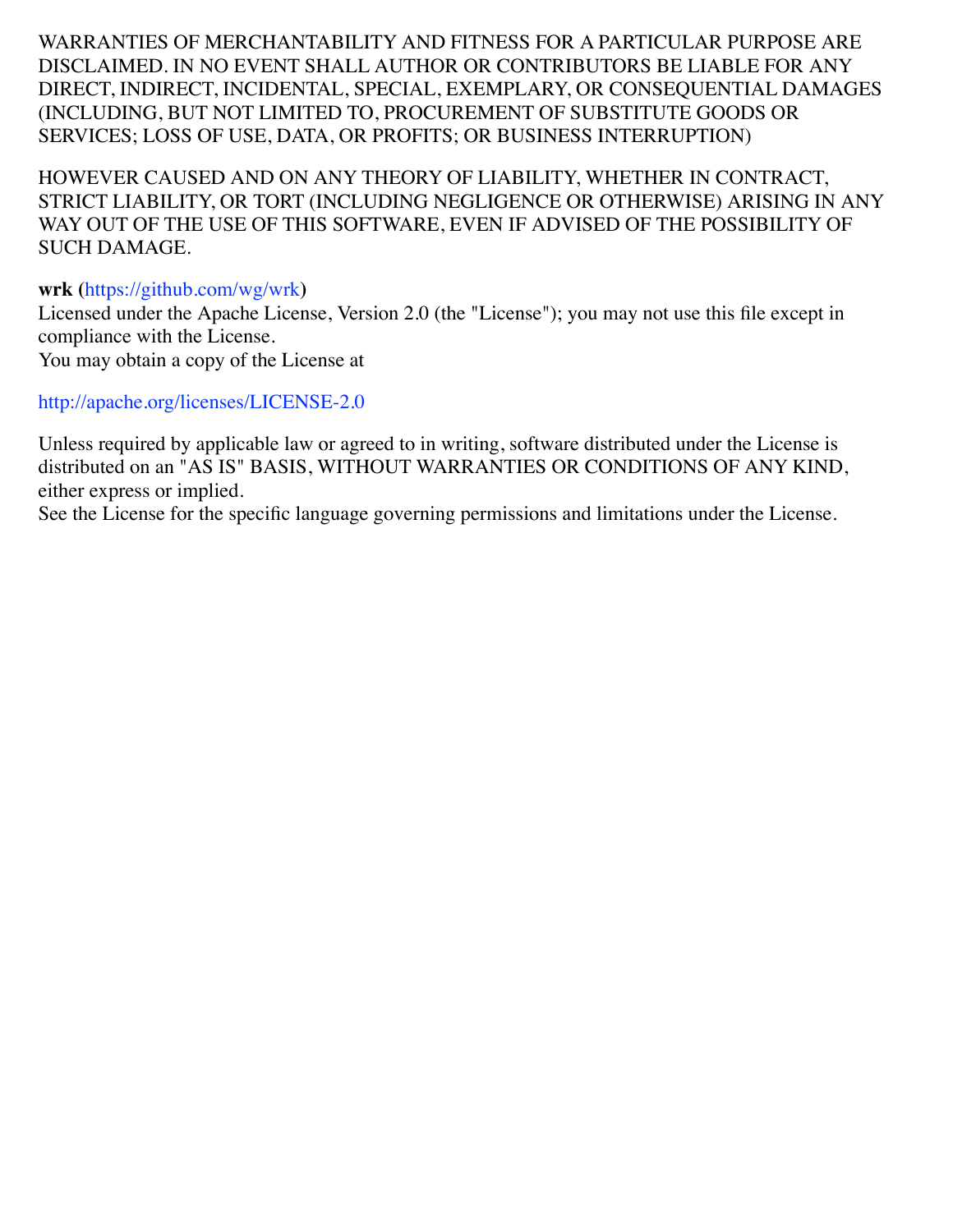WARRANTIES OF MERCHANTABILITY AND FITNESS FOR A PARTICULAR PURPOSE ARE DISCLAIMED. IN NO EVENT SHALL AUTHOR OR CONTRIBUTORS BE LIABLE FOR ANY DIRECT, INDIRECT, INCIDENTAL, SPECIAL, EXEMPLARY, OR CONSEQUENTIAL DAMAGES (INCLUDING, BUT NOT LIMITED TO, PROCUREMENT OF SUBSTITUTE GOODS OR SERVICES; LOSS OF USE, DATA, OR PROFITS; OR BUSINESS INTERRUPTION)

HOWEVER CAUSED AND ON ANY THEORY OF LIABILITY, WHETHER IN CONTRACT, STRICT LIABILITY, OR TORT (INCLUDING NEGLIGENCE OR OTHERWISE) ARISING IN ANY WAY OUT OF THE USE OF THIS SOFTWARE, EVEN IF ADVISED OF THE POSSIBILITY OF SUCH DAMAGE.

**wrk (**[https://github.com/wg/wrk](https://github.com/wg/wrk)**)**
Licensed under the Apache License, Version 2.0 (the "License"); you may not use this file except in compliance with the License.
You may obtain a copy of the License at

[http://apache.org/licenses/LICENSE-2.0](http://apache.org/licenses/LICENSE-2.0)

Unless required by applicable law or agreed to in writing, software distributed under the License is distributed on an "AS IS" BASIS, WITHOUT WARRANTIES OR CONDITIONS OF ANY KIND, either express or implied.
See the License for the specific language governing permissions and limitations under the License.